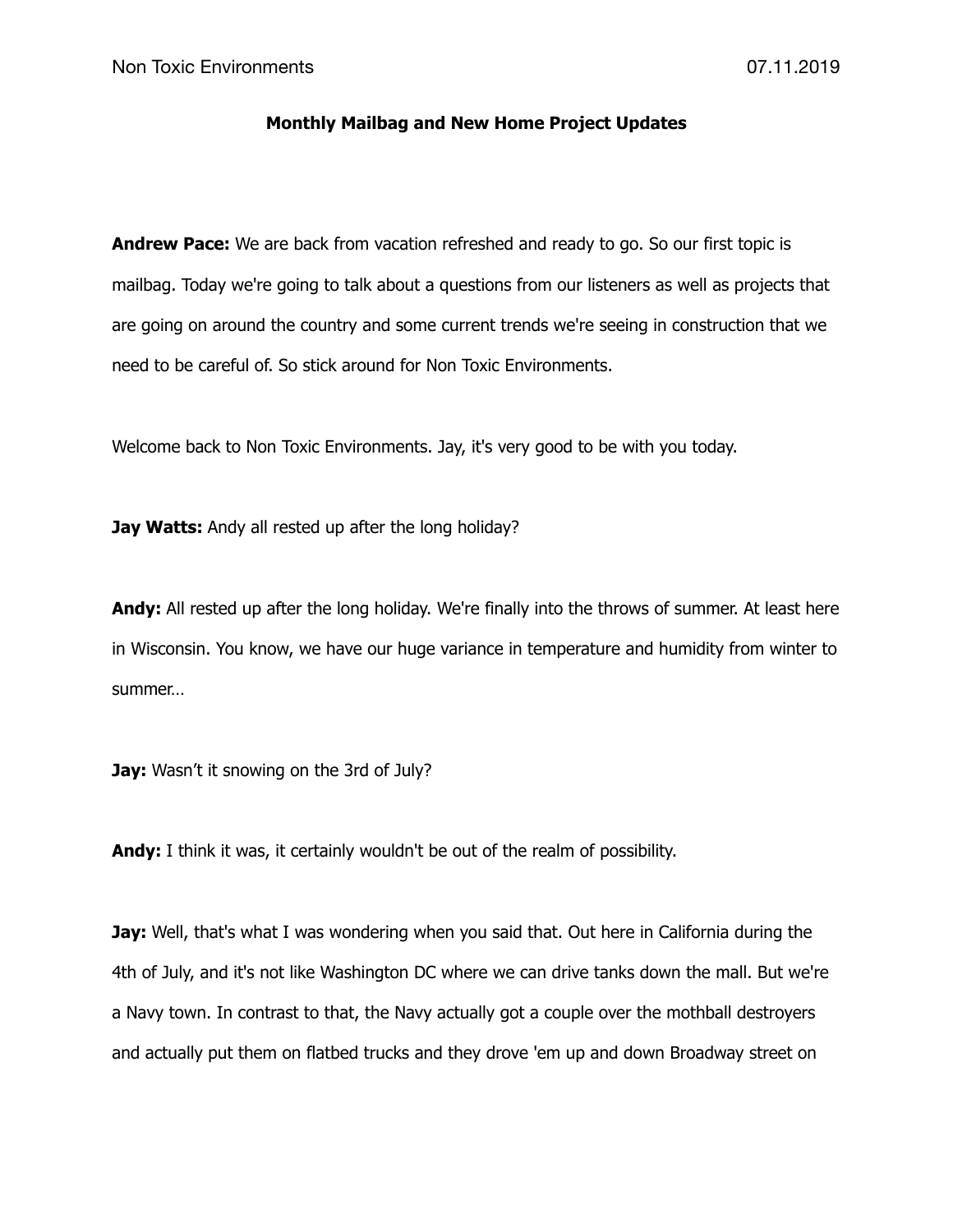# Monthly Mailbag and New Home Project Updates

**Andrew Pace:** We are back from vacation refreshed and ready to go. So our first topic is mailbag. Today we're going to talk about a questions from our listeners as well as projects that are going on around the country and some current trends we're seeing in construction that we need to be careful of. So stick around for Non Toxic Environments.

Welcome back to Non Toxic Environments. Jay, it's very good to be with you today.

**Jay Watts:** Andy all rested up after the long holiday?

**Andy:** All rested up after the long holiday. We're finally into the throws of summer. At least here in Wisconsin. You know, we have our huge variance in temperature and humidity from winter to summer…

**Jay:** Wasn't it snowing on the 3rd of July?

**Andy:** I think it was, it certainly wouldn't be out of the realm of possibility.

**Jay:** Well, that's what I was wondering when you said that. Out here in California during the 4th of July, and it's not like Washington DC where we can drive tanks down the mall. But we're a Navy town. In contrast to that, the Navy actually got a couple over the mothball destroyers and actually put them on flatbed trucks and they drove 'em up and down Broadway street on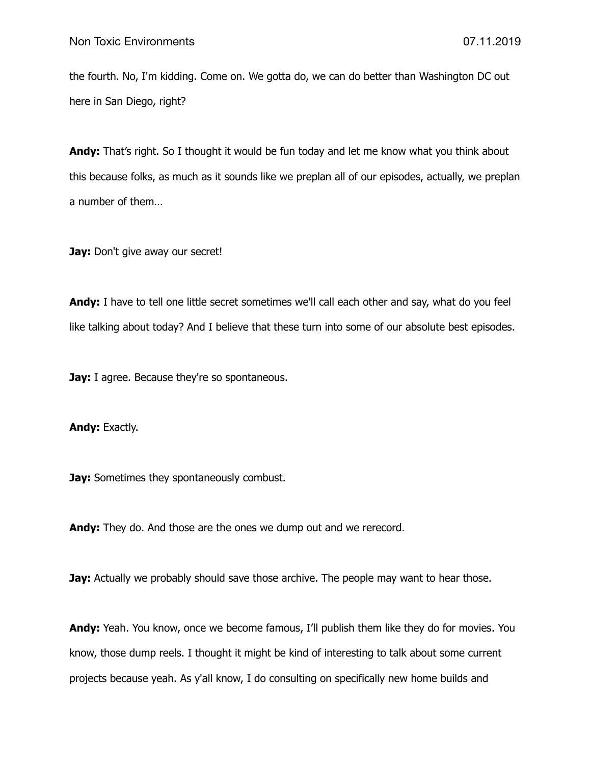the fourth. No, I'm kidding. Come on. We gotta do, we can do better than Washington DC out here in San Diego, right?

**Andy:** That's right. So I thought it would be fun today and let me know what you think about this because folks, as much as it sounds like we preplan all of our episodes, actually, we preplan a number of them…

**Jay:** Don't give away our secret!

**Andy:** I have to tell one little secret sometimes we'll call each other and say, what do you feel like talking about today? And I believe that these turn into some of our absolute best episodes.

**Jay:** I agree. Because they're so spontaneous.

**Andy:** Exactly.

**Jay:** Sometimes they spontaneously combust.

**Andy:** They do. And those are the ones we dump out and we rerecord.

**Jay:** Actually we probably should save those archive. The people may want to hear those.

**Andy:** Yeah. You know, once we become famous, I'll publish them like they do for movies. You know, those dump reels. I thought it might be kind of interesting to talk about some current projects because yeah. As y'all know, I do consulting on specifically new home builds and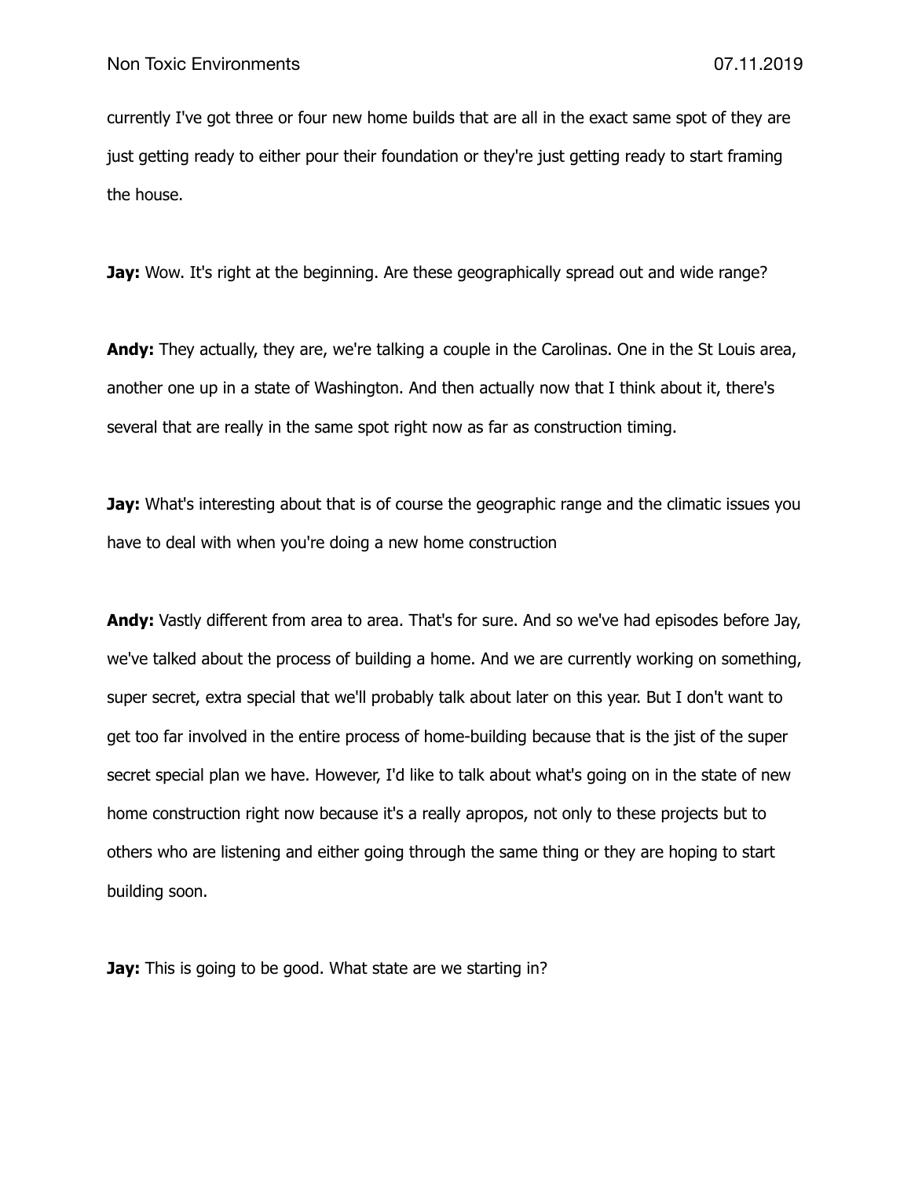currently I've got three or four new home builds that are all in the exact same spot of they are just getting ready to either pour their foundation or they're just getting ready to start framing the house.

**Jay:** Wow. It's right at the beginning. Are these geographically spread out and wide range?

**Andy:** They actually, they are, we're talking a couple in the Carolinas. One in the St Louis area, another one up in a state of Washington. And then actually now that I think about it, there's several that are really in the same spot right now as far as construction timing.

**Jay:** What's interesting about that is of course the geographic range and the climatic issues you have to deal with when you're doing a new home construction

**Andy:** Vastly different from area to area. That's for sure. And so we've had episodes before Jay, we've talked about the process of building a home. And we are currently working on something, super secret, extra special that we'll probably talk about later on this year. But I don't want to get too far involved in the entire process of home-building because that is the jist of the super secret special plan we have. However, I'd like to talk about what's going on in the state of new home construction right now because it's a really apropos, not only to these projects but to others who are listening and either going through the same thing or they are hoping to start building soon.

**Jay:** This is going to be good. What state are we starting in?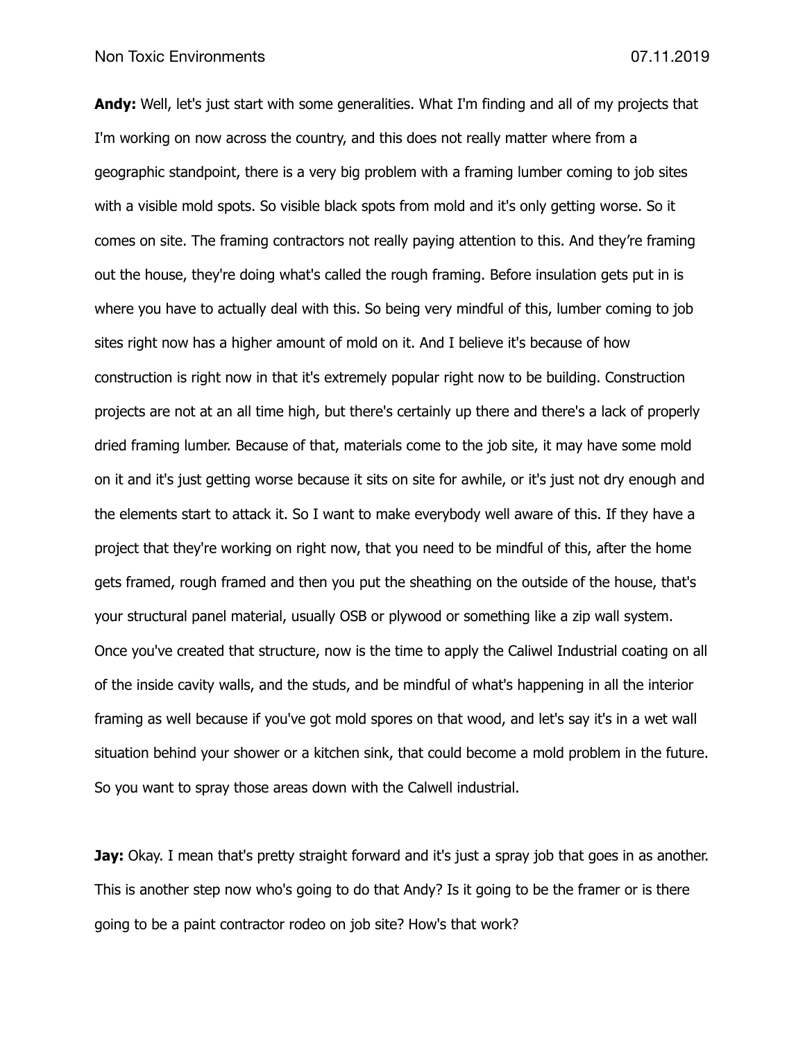**Andy:** Well, let's just start with some generalities. What I'm finding and all of my projects that I'm working on now across the country, and this does not really matter where from a geographic standpoint, there is a very big problem with a framing lumber coming to job sites with a visible mold spots. So visible black spots from mold and it's only getting worse. So it comes on site. The framing contractors not really paying attention to this. And they're framing out the house, they're doing what's called the rough framing. Before insulation gets put in is where you have to actually deal with this. So being very mindful of this, lumber coming to job sites right now has a higher amount of mold on it. And I believe it's because of how construction is right now in that it's extremely popular right now to be building. Construction projects are not at an all time high, but there's certainly up there and there's a lack of properly dried framing lumber. Because of that, materials come to the job site, it may have some mold on it and it's just getting worse because it sits on site for awhile, or it's just not dry enough and the elements start to attack it. So I want to make everybody well aware of this. If they have a project that they're working on right now, that you need to be mindful of this, after the home gets framed, rough framed and then you put the sheathing on the outside of the house, that's your structural panel material, usually OSB or plywood or something like a zip wall system. Once you've created that structure, now is the time to apply the Caliwel Industrial coating on all of the inside cavity walls, and the studs, and be mindful of what's happening in all the interior framing as well because if you've got mold spores on that wood, and let's say it's in a wet wall situation behind your shower or a kitchen sink, that could become a mold problem in the future. So you want to spray those areas down with the Calwell industrial.

**Jay:** Okay. I mean that's pretty straight forward and it's just a spray job that goes in as another. This is another step now who's going to do that Andy? Is it going to be the framer or is there going to be a paint contractor rodeo on job site? How's that work?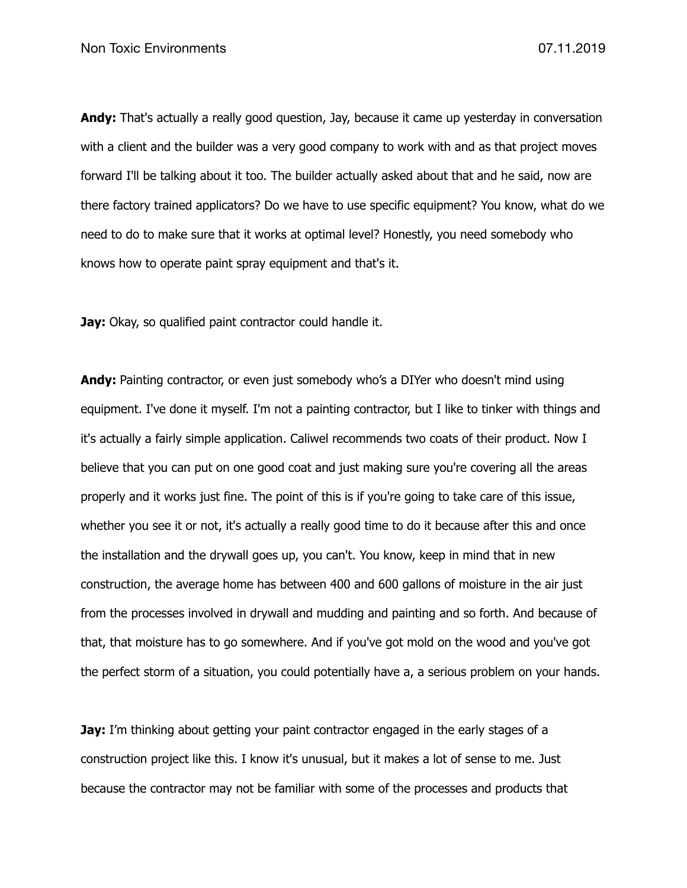**Andy:** That's actually a really good question, Jay, because it came up yesterday in conversation with a client and the builder was a very good company to work with and as that project moves forward I'll be talking about it too. The builder actually asked about that and he said, now are there factory trained applicators? Do we have to use specific equipment? You know, what do we need to do to make sure that it works at optimal level? Honestly, you need somebody who knows how to operate paint spray equipment and that's it.

**Jay:** Okay, so qualified paint contractor could handle it.

**Andy:** Painting contractor, or even just somebody who's a DIYer who doesn't mind using equipment. I've done it myself. I'm not a painting contractor, but I like to tinker with things and it's actually a fairly simple application. Caliwel recommends two coats of their product. Now I believe that you can put on one good coat and just making sure you're covering all the areas properly and it works just fine. The point of this is if you're going to take care of this issue, whether you see it or not, it's actually a really good time to do it because after this and once the installation and the drywall goes up, you can't. You know, keep in mind that in new construction, the average home has between 400 and 600 gallons of moisture in the air just from the processes involved in drywall and mudding and painting and so forth. And because of that, that moisture has to go somewhere. And if you've got mold on the wood and you've got the perfect storm of a situation, you could potentially have a, a serious problem on your hands.

**Jay:** I'm thinking about getting your paint contractor engaged in the early stages of a construction project like this. I know it's unusual, but it makes a lot of sense to me. Just because the contractor may not be familiar with some of the processes and products that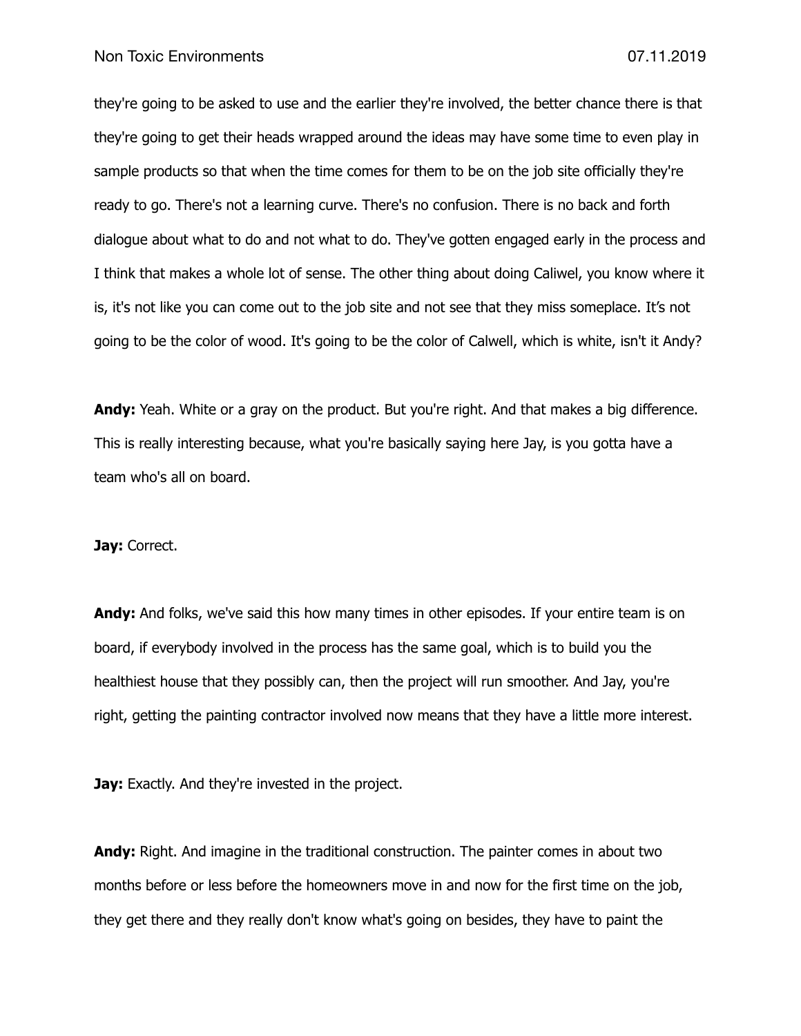they're going to be asked to use and the earlier they're involved, the better chance there is that they're going to get their heads wrapped around the ideas may have some time to even play in sample products so that when the time comes for them to be on the job site officially they're ready to go. There's not a learning curve. There's no confusion. There is no back and forth dialogue about what to do and not what to do. They've gotten engaged early in the process and I think that makes a whole lot of sense. The other thing about doing Caliwel, you know where it is, it's not like you can come out to the job site and not see that they miss someplace. It's not going to be the color of wood. It's going to be the color of Calwell, which is white, isn't it Andy?

**Andy:** Yeah. White or a gray on the product. But you're right. And that makes a big difference. This is really interesting because, what you're basically saying here Jay, is you gotta have a team who's all on board.

**Jay:** Correct.

**Andy:** And folks, we've said this how many times in other episodes. If your entire team is on board, if everybody involved in the process has the same goal, which is to build you the healthiest house that they possibly can, then the project will run smoother. And Jay, you're right, getting the painting contractor involved now means that they have a little more interest.

**Jay:** Exactly. And they're invested in the project.

**Andy:** Right. And imagine in the traditional construction. The painter comes in about two months before or less before the homeowners move in and now for the first time on the job, they get there and they really don't know what's going on besides, they have to paint the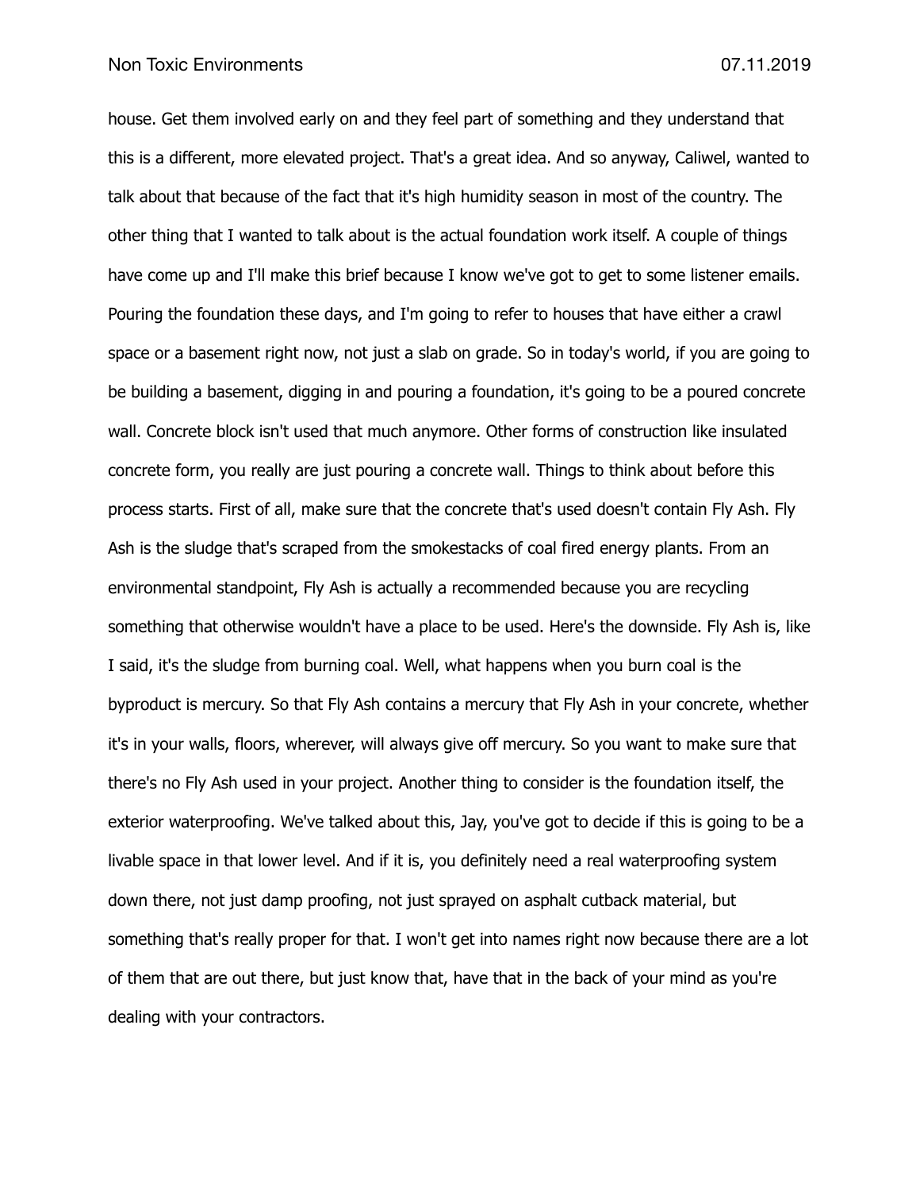house. Get them involved early on and they feel part of something and they understand that this is a different, more elevated project. That's a great idea. And so anyway, Caliwel, wanted to talk about that because of the fact that it's high humidity season in most of the country. The other thing that I wanted to talk about is the actual foundation work itself. A couple of things have come up and I'll make this brief because I know we've got to get to some listener emails. Pouring the foundation these days, and I'm going to refer to houses that have either a crawl space or a basement right now, not just a slab on grade. So in today's world, if you are going to be building a basement, digging in and pouring a foundation, it's going to be a poured concrete wall. Concrete block isn't used that much anymore. Other forms of construction like insulated concrete form, you really are just pouring a concrete wall. Things to think about before this process starts. First of all, make sure that the concrete that's used doesn't contain Fly Ash. Fly Ash is the sludge that's scraped from the smokestacks of coal fired energy plants. From an environmental standpoint, Fly Ash is actually a recommended because you are recycling something that otherwise wouldn't have a place to be used. Here's the downside. Fly Ash is, like I said, it's the sludge from burning coal. Well, what happens when you burn coal is the byproduct is mercury. So that Fly Ash contains a mercury that Fly Ash in your concrete, whether it's in your walls, floors, wherever, will always give off mercury. So you want to make sure that there's no Fly Ash used in your project. Another thing to consider is the foundation itself, the exterior waterproofing. We've talked about this, Jay, you've got to decide if this is going to be a livable space in that lower level. And if it is, you definitely need a real waterproofing system down there, not just damp proofing, not just sprayed on asphalt cutback material, but something that's really proper for that. I won't get into names right now because there are a lot of them that are out there, but just know that, have that in the back of your mind as you're dealing with your contractors.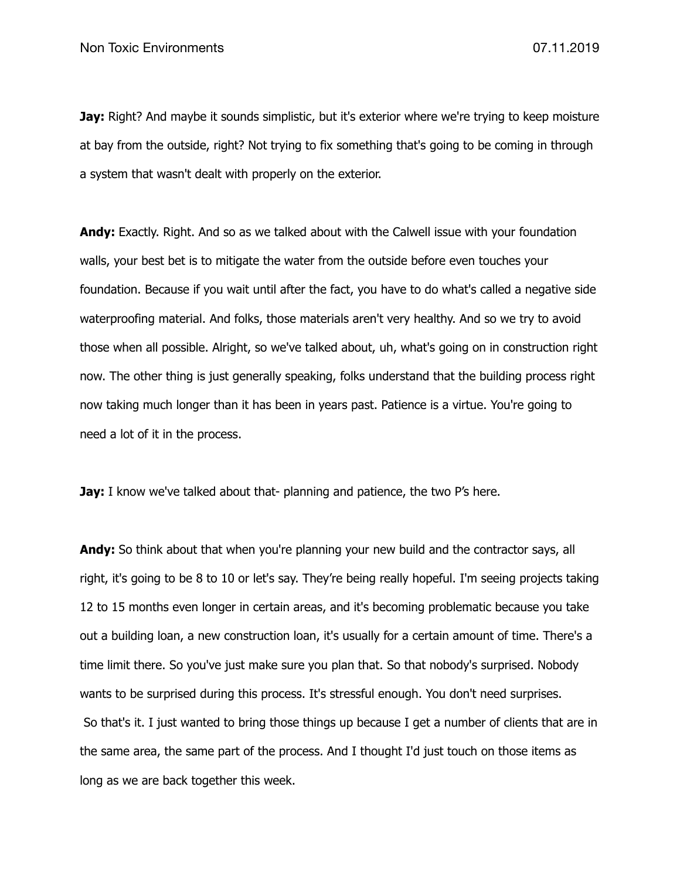**Jay:** Right? And maybe it sounds simplistic, but it's exterior where we're trying to keep moisture at bay from the outside, right? Not trying to fix something that's going to be coming in through a system that wasn't dealt with properly on the exterior.

**Andy:** Exactly. Right. And so as we talked about with the Calwell issue with your foundation walls, your best bet is to mitigate the water from the outside before even touches your foundation. Because if you wait until after the fact, you have to do what's called a negative side waterproofing material. And folks, those materials aren't very healthy. And so we try to avoid those when all possible. Alright, so we've talked about, uh, what's going on in construction right now. The other thing is just generally speaking, folks understand that the building process right now taking much longer than it has been in years past. Patience is a virtue. You're going to need a lot of it in the process.

**Jay:** I know we've talked about that- planning and patience, the two P's here.

**Andy:** So think about that when you're planning your new build and the contractor says, all right, it's going to be 8 to 10 or let's say. They're being really hopeful. I'm seeing projects taking 12 to 15 months even longer in certain areas, and it's becoming problematic because you take out a building loan, a new construction loan, it's usually for a certain amount of time. There's a time limit there. So you've just make sure you plan that. So that nobody's surprised. Nobody wants to be surprised during this process. It's stressful enough. You don't need surprises. So that's it. I just wanted to bring those things up because I get a number of clients that are in the same area, the same part of the process. And I thought I'd just touch on those items as long as we are back together this week.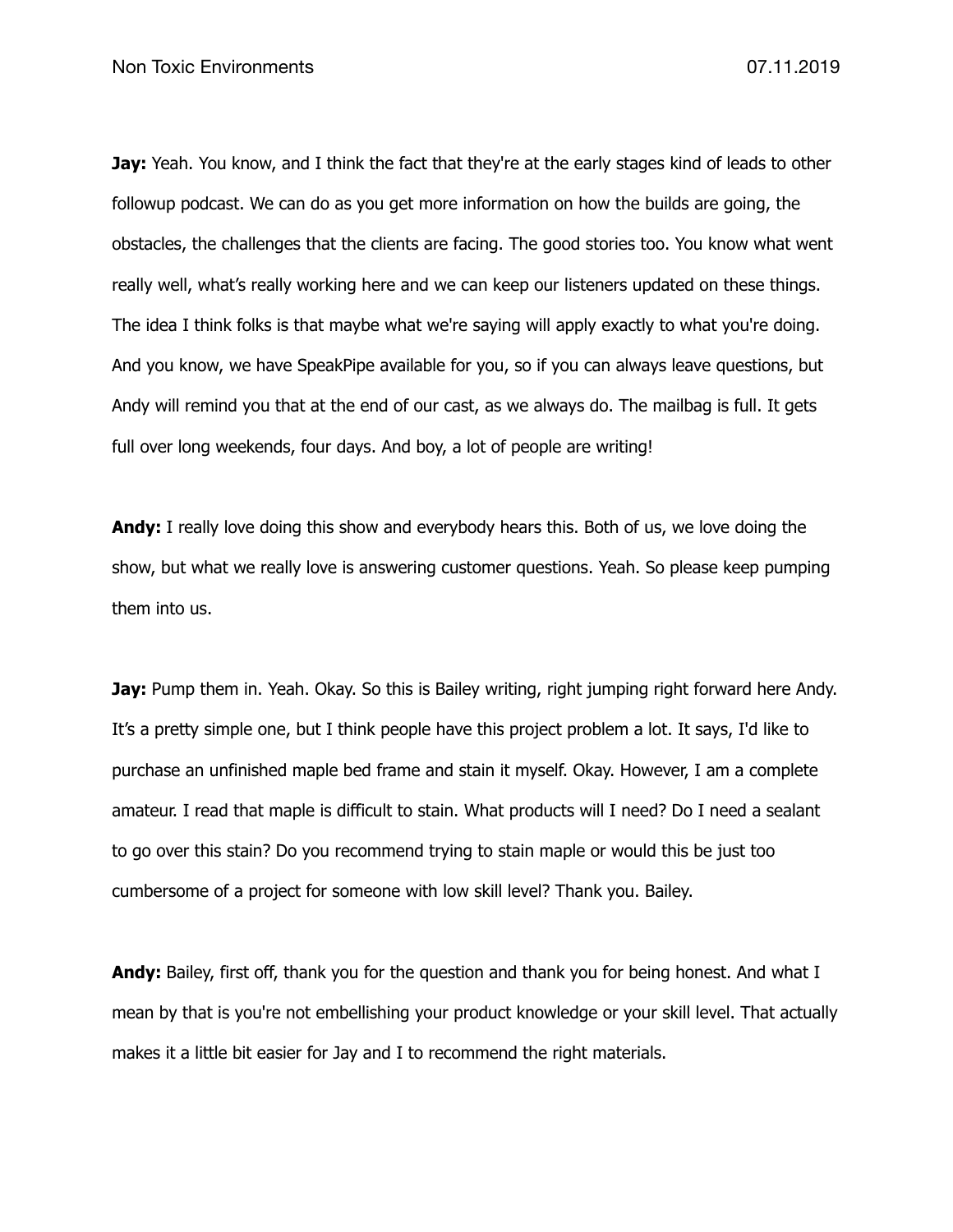**Jay:** Yeah. You know, and I think the fact that they're at the early stages kind of leads to other followup podcast. We can do as you get more information on how the builds are going, the obstacles, the challenges that the clients are facing. The good stories too. You know what went really well, what's really working here and we can keep our listeners updated on these things. The idea I think folks is that maybe what we're saying will apply exactly to what you're doing. And you know, we have SpeakPipe available for you, so if you can always leave questions, but Andy will remind you that at the end of our cast, as we always do. The mailbag is full. It gets full over long weekends, four days. And boy, a lot of people are writing!

**Andy:** I really love doing this show and everybody hears this. Both of us, we love doing the show, but what we really love is answering customer questions. Yeah. So please keep pumping them into us.

**Jay:** Pump them in. Yeah. Okay. So this is Bailey writing, right jumping right forward here Andy. It's a pretty simple one, but I think people have this project problem a lot. It says, I'd like to purchase an unfinished maple bed frame and stain it myself. Okay. However, I am a complete amateur. I read that maple is difficult to stain. What products will I need? Do I need a sealant to go over this stain? Do you recommend trying to stain maple or would this be just too cumbersome of a project for someone with low skill level? Thank you. Bailey.

**Andy:** Bailey, first off, thank you for the question and thank you for being honest. And what I mean by that is you're not embellishing your product knowledge or your skill level. That actually makes it a little bit easier for Jay and I to recommend the right materials.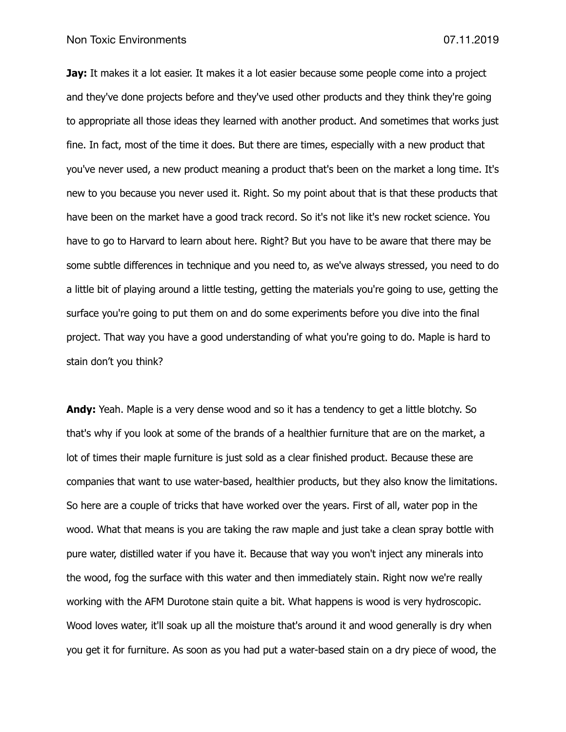**Jay:** It makes it a lot easier. It makes it a lot easier because some people come into a project and they've done projects before and they've used other products and they think they're going to appropriate all those ideas they learned with another product. And sometimes that works just fine. In fact, most of the time it does. But there are times, especially with a new product that you've never used, a new product meaning a product that's been on the market a long time. It's new to you because you never used it. Right. So my point about that is that these products that have been on the market have a good track record. So it's not like it's new rocket science. You have to go to Harvard to learn about here. Right? But you have to be aware that there may be some subtle differences in technique and you need to, as we've always stressed, you need to do a little bit of playing around a little testing, getting the materials you're going to use, getting the surface you're going to put them on and do some experiments before you dive into the final project. That way you have a good understanding of what you're going to do. Maple is hard to stain don't you think?

**Andy:** Yeah. Maple is a very dense wood and so it has a tendency to get a little blotchy. So that's why if you look at some of the brands of a healthier furniture that are on the market, a lot of times their maple furniture is just sold as a clear finished product. Because these are companies that want to use water-based, healthier products, but they also know the limitations. So here are a couple of tricks that have worked over the years. First of all, water pop in the wood. What that means is you are taking the raw maple and just take a clean spray bottle with pure water, distilled water if you have it. Because that way you won't inject any minerals into the wood, fog the surface with this water and then immediately stain. Right now we're really working with the AFM Durotone stain quite a bit. What happens is wood is very hydroscopic. Wood loves water, it'll soak up all the moisture that's around it and wood generally is dry when you get it for furniture. As soon as you had put a water-based stain on a dry piece of wood, the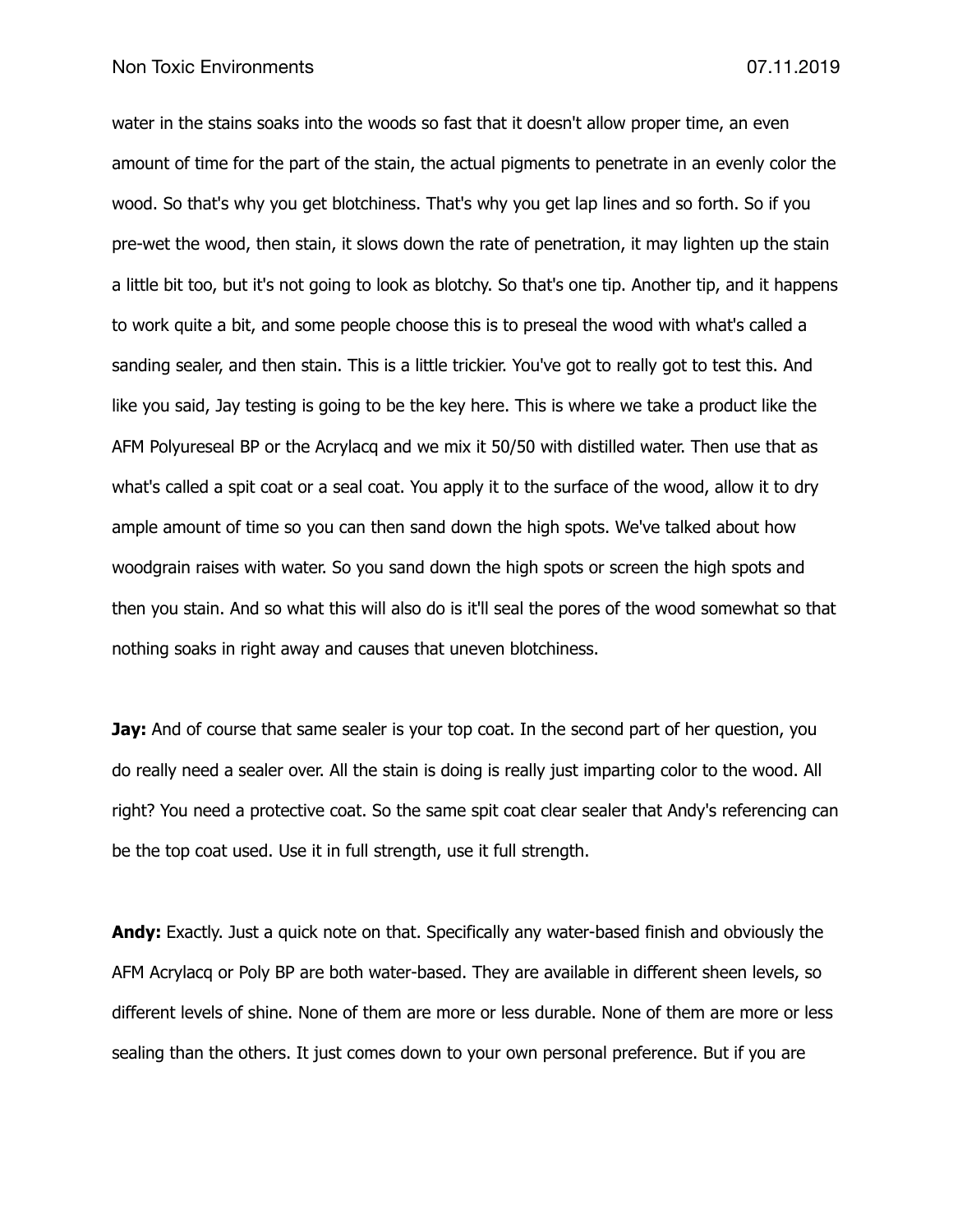water in the stains soaks into the woods so fast that it doesn't allow proper time, an even amount of time for the part of the stain, the actual pigments to penetrate in an evenly color the wood. So that's why you get blotchiness. That's why you get lap lines and so forth. So if you pre-wet the wood, then stain, it slows down the rate of penetration, it may lighten up the stain a little bit too, but it's not going to look as blotchy. So that's one tip. Another tip, and it happens to work quite a bit, and some people choose this is to preseal the wood with what's called a sanding sealer, and then stain. This is a little trickier. You've got to really got to test this. And like you said, Jay testing is going to be the key here. This is where we take a product like the AFM Polyureseal BP or the Acrylacq and we mix it 50/50 with distilled water. Then use that as what's called a spit coat or a seal coat. You apply it to the surface of the wood, allow it to dry ample amount of time so you can then sand down the high spots. We've talked about how woodgrain raises with water. So you sand down the high spots or screen the high spots and then you stain. And so what this will also do is it'll seal the pores of the wood somewhat so that nothing soaks in right away and causes that uneven blotchiness.

**Jay:** And of course that same sealer is your top coat. In the second part of her question, you do really need a sealer over. All the stain is doing is really just imparting color to the wood. All right? You need a protective coat. So the same spit coat clear sealer that Andy's referencing can be the top coat used. Use it in full strength, use it full strength.

**Andy:** Exactly. Just a quick note on that. Specifically any water-based finish and obviously the AFM Acrylacq or Poly BP are both water-based. They are available in different sheen levels, so different levels of shine. None of them are more or less durable. None of them are more or less sealing than the others. It just comes down to your own personal preference. But if you are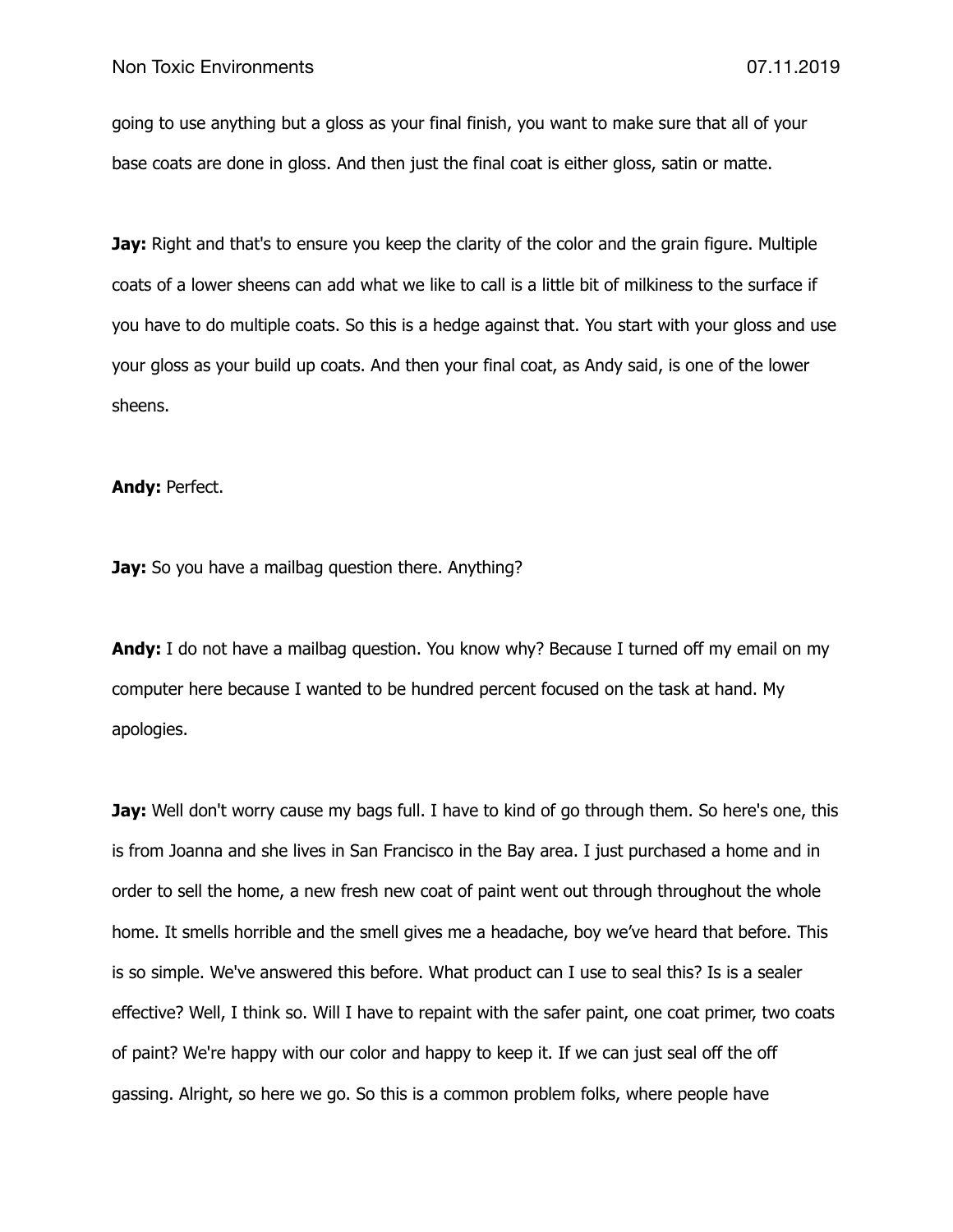going to use anything but a gloss as your final finish, you want to make sure that all of your base coats are done in gloss. And then just the final coat is either gloss, satin or matte.

**Jay:** Right and that's to ensure you keep the clarity of the color and the grain figure. Multiple coats of a lower sheens can add what we like to call is a little bit of milkiness to the surface if you have to do multiple coats. So this is a hedge against that. You start with your gloss and use your gloss as your build up coats. And then your final coat, as Andy said, is one of the lower sheens.

**Andy:** Perfect.

**Jay:** So you have a mailbag question there. Anything?

**Andy:** I do not have a mailbag question. You know why? Because I turned off my email on my computer here because I wanted to be hundred percent focused on the task at hand. My apologies.

**Jay:** Well don't worry cause my bags full. I have to kind of go through them. So here's one, this is from Joanna and she lives in San Francisco in the Bay area. I just purchased a home and in order to sell the home, a new fresh new coat of paint went out through throughout the whole home. It smells horrible and the smell gives me a headache, boy we've heard that before. This is so simple. We've answered this before. What product can I use to seal this? Is is a sealer effective? Well, I think so. Will I have to repaint with the safer paint, one coat primer, two coats of paint? We're happy with our color and happy to keep it. If we can just seal off the off gassing. Alright, so here we go. So this is a common problem folks, where people have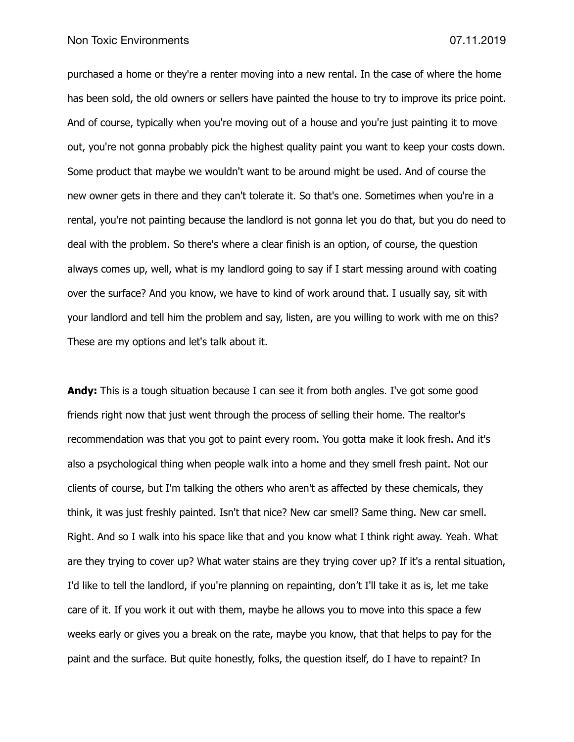purchased a home or they're a renter moving into a new rental. In the case of where the home has been sold, the old owners or sellers have painted the house to try to improve its price point. And of course, typically when you're moving out of a house and you're just painting it to move out, you're not gonna probably pick the highest quality paint you want to keep your costs down. Some product that maybe we wouldn't want to be around might be used. And of course the new owner gets in there and they can't tolerate it. So that's one. Sometimes when you're in a rental, you're not painting because the landlord is not gonna let you do that, but you do need to deal with the problem. So there's where a clear finish is an option, of course, the question always comes up, well, what is my landlord going to say if I start messing around with coating over the surface? And you know, we have to kind of work around that. I usually say, sit with your landlord and tell him the problem and say, listen, are you willing to work with me on this? These are my options and let's talk about it.

**Andy:** This is a tough situation because I can see it from both angles. I've got some good friends right now that just went through the process of selling their home. The realtor's recommendation was that you got to paint every room. You gotta make it look fresh. And it's also a psychological thing when people walk into a home and they smell fresh paint. Not our clients of course, but I'm talking the others who aren't as affected by these chemicals, they think, it was just freshly painted. Isn't that nice? New car smell? Same thing. New car smell. Right. And so I walk into his space like that and you know what I think right away. Yeah. What are they trying to cover up? What water stains are they trying cover up? If it's a rental situation, I'd like to tell the landlord, if you're planning on repainting, don't I'll take it as is, let me take care of it. If you work it out with them, maybe he allows you to move into this space a few weeks early or gives you a break on the rate, maybe you know, that that helps to pay for the paint and the surface. But quite honestly, folks, the question itself, do I have to repaint? In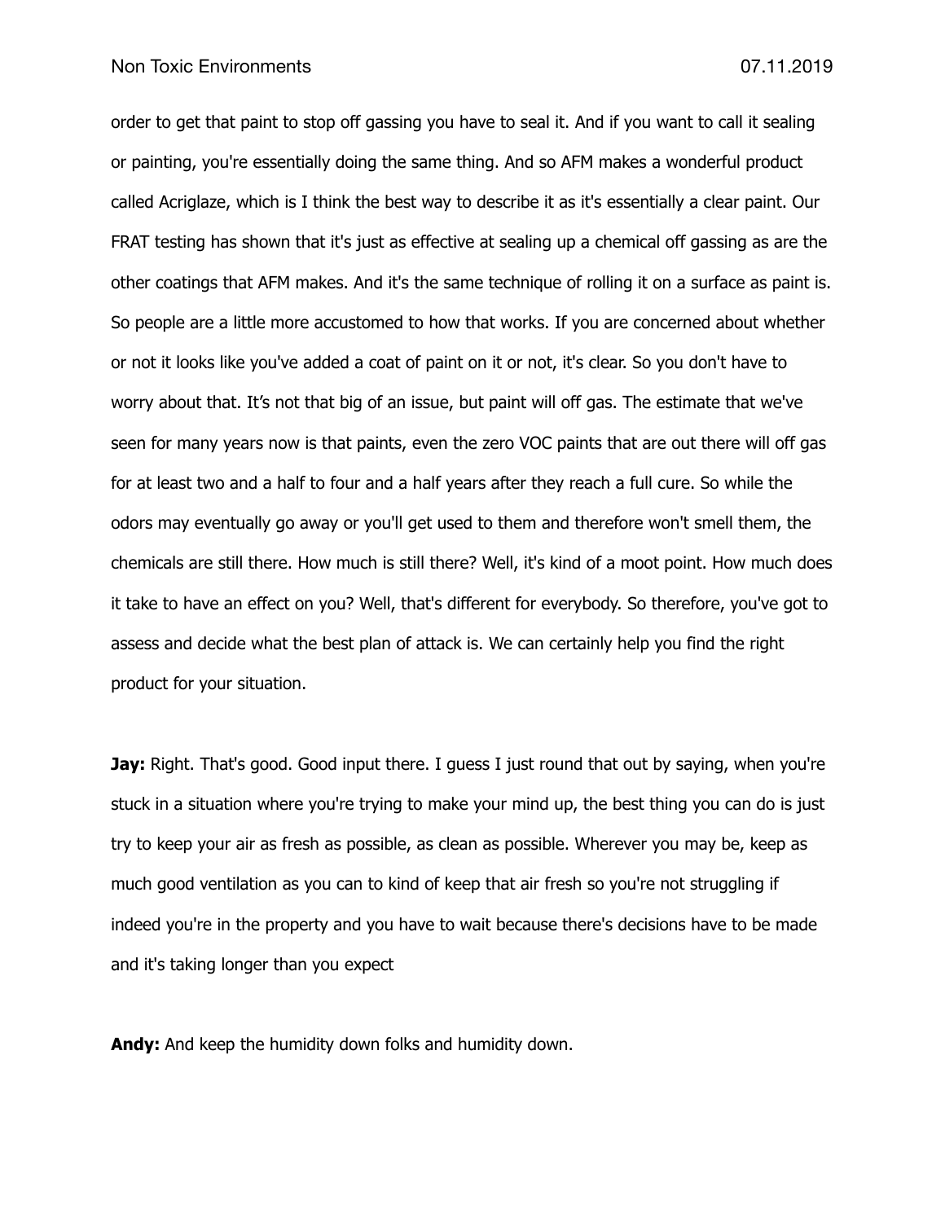order to get that paint to stop off gassing you have to seal it. And if you want to call it sealing or painting, you're essentially doing the same thing. And so AFM makes a wonderful product called Acriglaze, which is I think the best way to describe it as it's essentially a clear paint. Our FRAT testing has shown that it's just as effective at sealing up a chemical off gassing as are the other coatings that AFM makes. And it's the same technique of rolling it on a surface as paint is. So people are a little more accustomed to how that works. If you are concerned about whether or not it looks like you've added a coat of paint on it or not, it's clear. So you don't have to worry about that. It’s not that big of an issue, but paint will off gas. The estimate that we've seen for many years now is that paints, even the zero VOC paints that are out there will off gas for at least two and a half to four and a half years after they reach a full cure. So while the odors may eventually go away or you'll get used to them and therefore won't smell them, the chemicals are still there. How much is still there? Well, it's kind of a moot point. How much does it take to have an effect on you? Well, that's different for everybody. So therefore, you've got to assess and decide what the best plan of attack is. We can certainly help you find the right product for your situation.

**Jay:** Right. That's good. Good input there. I guess I just round that out by saying, when you're stuck in a situation where you're trying to make your mind up, the best thing you can do is just try to keep your air as fresh as possible, as clean as possible. Wherever you may be, keep as much good ventilation as you can to kind of keep that air fresh so you're not struggling if indeed you're in the property and you have to wait because there's decisions have to be made and it's taking longer than you expect

**Andy:** And keep the humidity down folks and humidity down.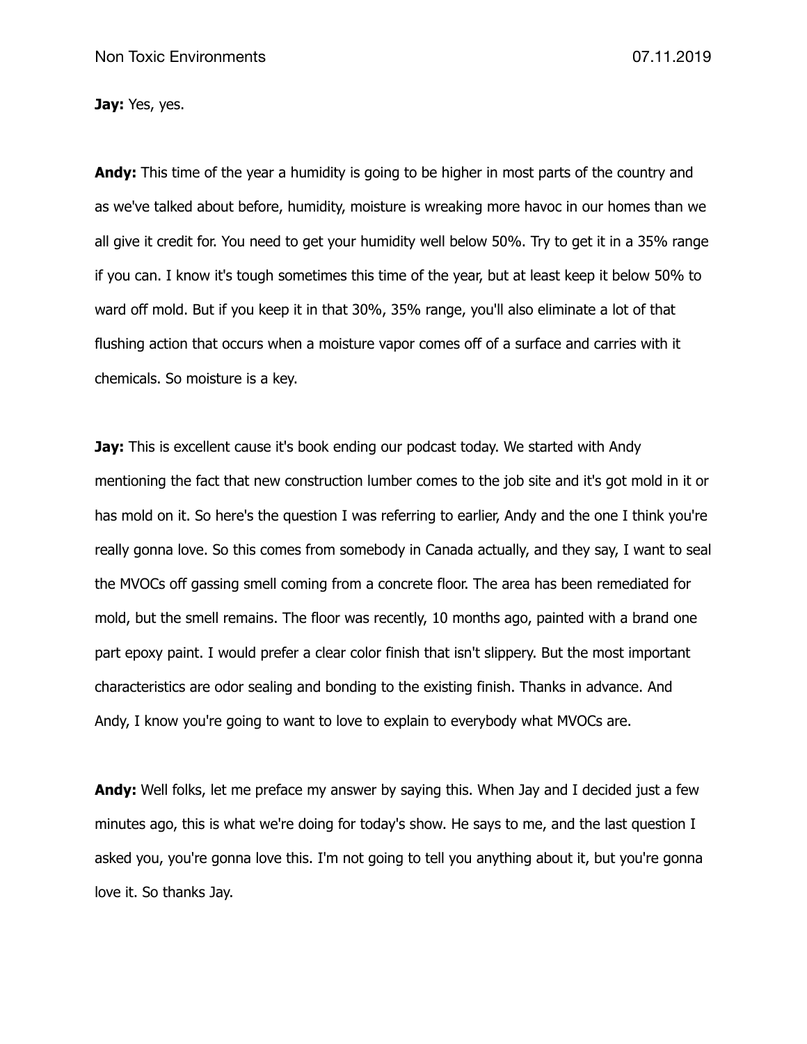**Jay:** Yes, yes.

**Andy:** This time of the year a humidity is going to be higher in most parts of the country and as we've talked about before, humidity, moisture is wreaking more havoc in our homes than we all give it credit for. You need to get your humidity well below 50%. Try to get it in a 35% range if you can. I know it's tough sometimes this time of the year, but at least keep it below 50% to ward off mold. But if you keep it in that 30%, 35% range, you'll also eliminate a lot of that flushing action that occurs when a moisture vapor comes off of a surface and carries with it chemicals. So moisture is a key.

**Jay:** This is excellent cause it's book ending our podcast today. We started with Andy mentioning the fact that new construction lumber comes to the job site and it's got mold in it or has mold on it. So here's the question I was referring to earlier, Andy and the one I think you're really gonna love. So this comes from somebody in Canada actually, and they say, I want to seal the MVOCs off gassing smell coming from a concrete floor. The area has been remediated for mold, but the smell remains. The floor was recently, 10 months ago, painted with a brand one part epoxy paint. I would prefer a clear color finish that isn't slippery. But the most important characteristics are odor sealing and bonding to the existing finish. Thanks in advance. And Andy, I know you're going to want to love to explain to everybody what MVOCs are.

**Andy:** Well folks, let me preface my answer by saying this. When Jay and I decided just a few minutes ago, this is what we're doing for today's show. He says to me, and the last question I asked you, you're gonna love this. I'm not going to tell you anything about it, but you're gonna love it. So thanks Jay.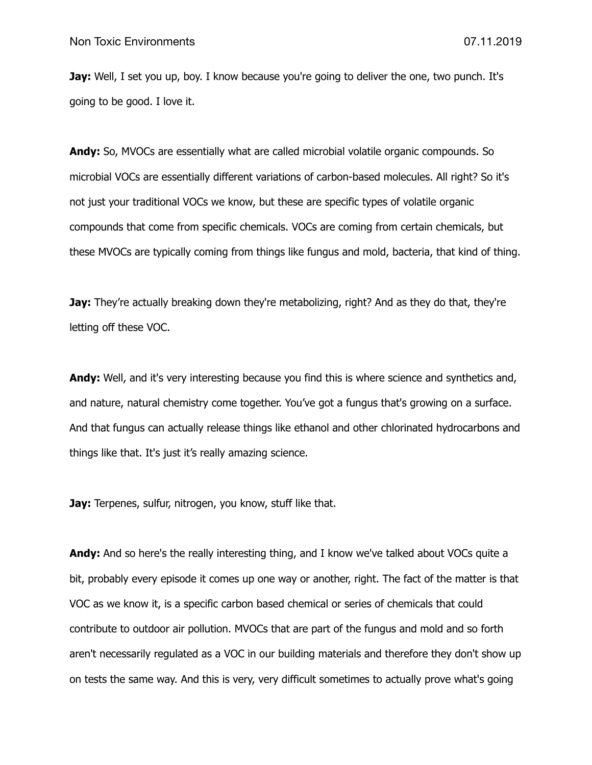**Jay:** Well, I set you up, boy. I know because you're going to deliver the one, two punch. It's going to be good. I love it.

**Andy:** So, MVOCs are essentially what are called microbial volatile organic compounds. So microbial VOCs are essentially different variations of carbon-based molecules. All right? So it's not just your traditional VOCs we know, but these are specific types of volatile organic compounds that come from specific chemicals. VOCs are coming from certain chemicals, but these MVOCs are typically coming from things like fungus and mold, bacteria, that kind of thing.

**Jay:** They're actually breaking down they're metabolizing, right? And as they do that, they're letting off these VOC.

**Andy:** Well, and it's very interesting because you find this is where science and synthetics and, and nature, natural chemistry come together. You've got a fungus that's growing on a surface. And that fungus can actually release things like ethanol and other chlorinated hydrocarbons and things like that. It's just it's really amazing science.

**Jay:** Terpenes, sulfur, nitrogen, you know, stuff like that.

**Andy:** And so here's the really interesting thing, and I know we've talked about VOCs quite a bit, probably every episode it comes up one way or another, right. The fact of the matter is that VOC as we know it, is a specific carbon based chemical or series of chemicals that could contribute to outdoor air pollution. MVOCs that are part of the fungus and mold and so forth aren't necessarily regulated as a VOC in our building materials and therefore they don't show up on tests the same way. And this is very, very difficult sometimes to actually prove what's going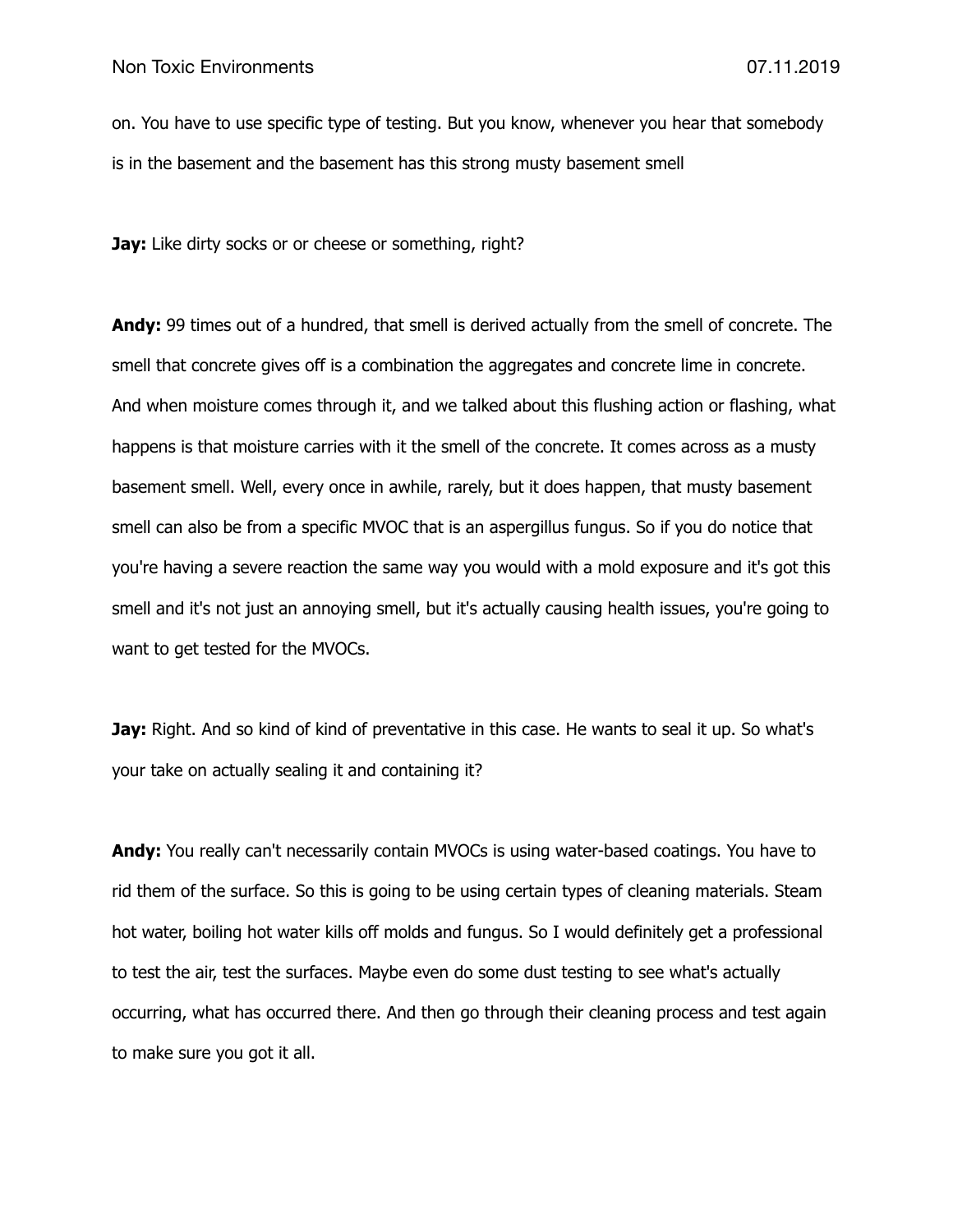on. You have to use specific type of testing. But you know, whenever you hear that somebody is in the basement and the basement has this strong musty basement smell

**Jay:** Like dirty socks or or cheese or something, right?

**Andy:** 99 times out of a hundred, that smell is derived actually from the smell of concrete. The smell that concrete gives off is a combination the aggregates and concrete lime in concrete. And when moisture comes through it, and we talked about this flushing action or flashing, what happens is that moisture carries with it the smell of the concrete. It comes across as a musty basement smell. Well, every once in awhile, rarely, but it does happen, that musty basement smell can also be from a specific MVOC that is an aspergillus fungus. So if you do notice that you're having a severe reaction the same way you would with a mold exposure and it's got this smell and it's not just an annoying smell, but it's actually causing health issues, you're going to want to get tested for the MVOCs.

**Jay:** Right. And so kind of kind of preventative in this case. He wants to seal it up. So what's your take on actually sealing it and containing it?

**Andy:** You really can't necessarily contain MVOCs is using water-based coatings. You have to rid them of the surface. So this is going to be using certain types of cleaning materials. Steam hot water, boiling hot water kills off molds and fungus. So I would definitely get a professional to test the air, test the surfaces. Maybe even do some dust testing to see what's actually occurring, what has occurred there. And then go through their cleaning process and test again to make sure you got it all.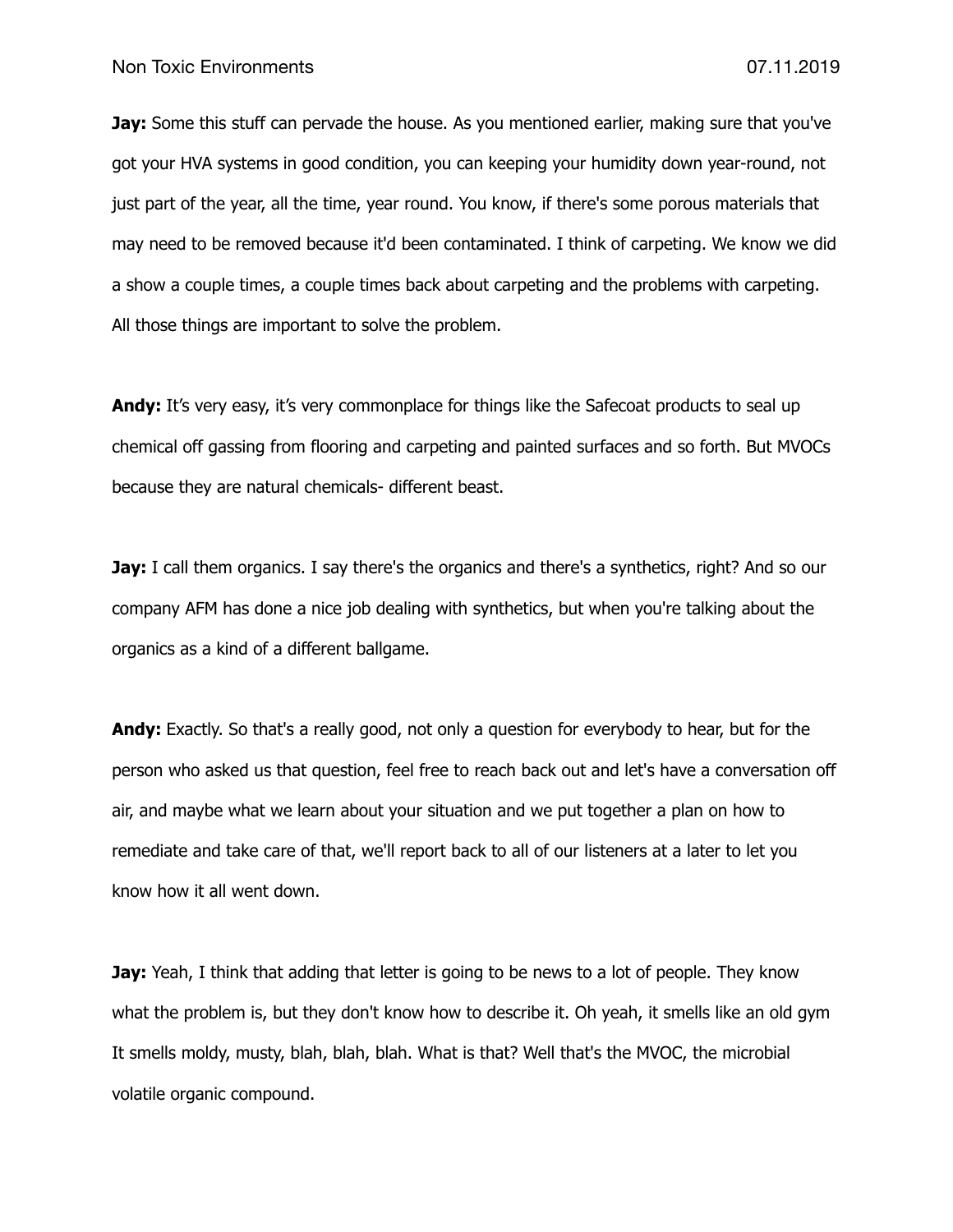**Jay:** Some this stuff can pervade the house. As you mentioned earlier, making sure that you've got your HVA systems in good condition, you can keeping your humidity down year-round, not just part of the year, all the time, year round. You know, if there's some porous materials that may need to be removed because it'd been contaminated. I think of carpeting. We know we did a show a couple times, a couple times back about carpeting and the problems with carpeting. All those things are important to solve the problem.

**Andy:** It's very easy, it's very commonplace for things like the Safecoat products to seal up chemical off gassing from flooring and carpeting and painted surfaces and so forth. But MVOCs because they are natural chemicals- different beast.

**Jay:** I call them organics. I say there's the organics and there's a synthetics, right? And so our company AFM has done a nice job dealing with synthetics, but when you're talking about the organics as a kind of a different ballgame.

**Andy:** Exactly. So that's a really good, not only a question for everybody to hear, but for the person who asked us that question, feel free to reach back out and let's have a conversation off air, and maybe what we learn about your situation and we put together a plan on how to remediate and take care of that, we'll report back to all of our listeners at a later to let you know how it all went down.

**Jay:** Yeah, I think that adding that letter is going to be news to a lot of people. They know what the problem is, but they don't know how to describe it. Oh yeah, it smells like an old gym It smells moldy, musty, blah, blah, blah. What is that? Well that's the MVOC, the microbial volatile organic compound.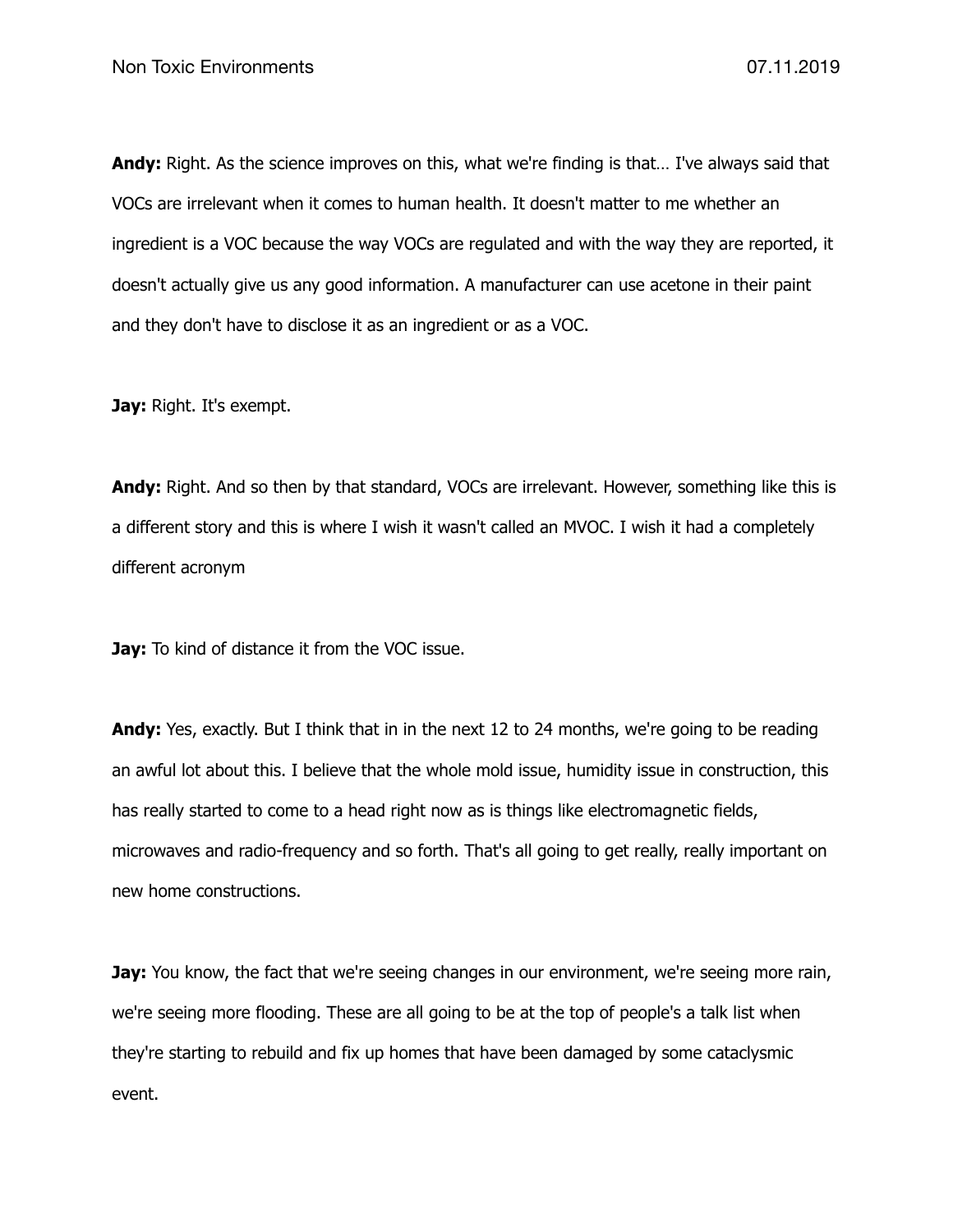**Andy:** Right. As the science improves on this, what we're finding is that… I've always said that VOCs are irrelevant when it comes to human health. It doesn't matter to me whether an ingredient is a VOC because the way VOCs are regulated and with the way they are reported, it doesn't actually give us any good information. A manufacturer can use acetone in their paint and they don't have to disclose it as an ingredient or as a VOC.

**Jay:** Right. It's exempt.

**Andy:** Right. And so then by that standard, VOCs are irrelevant. However, something like this is a different story and this is where I wish it wasn't called an MVOC. I wish it had a completely different acronym

**Jay:** To kind of distance it from the VOC issue.

**Andy:** Yes, exactly. But I think that in in the next 12 to 24 months, we're going to be reading an awful lot about this. I believe that the whole mold issue, humidity issue in construction, this has really started to come to a head right now as is things like electromagnetic fields, microwaves and radio-frequency and so forth. That's all going to get really, really important on new home constructions.

**Jay:** You know, the fact that we're seeing changes in our environment, we're seeing more rain, we're seeing more flooding. These are all going to be at the top of people's a talk list when they're starting to rebuild and fix up homes that have been damaged by some cataclysmic event.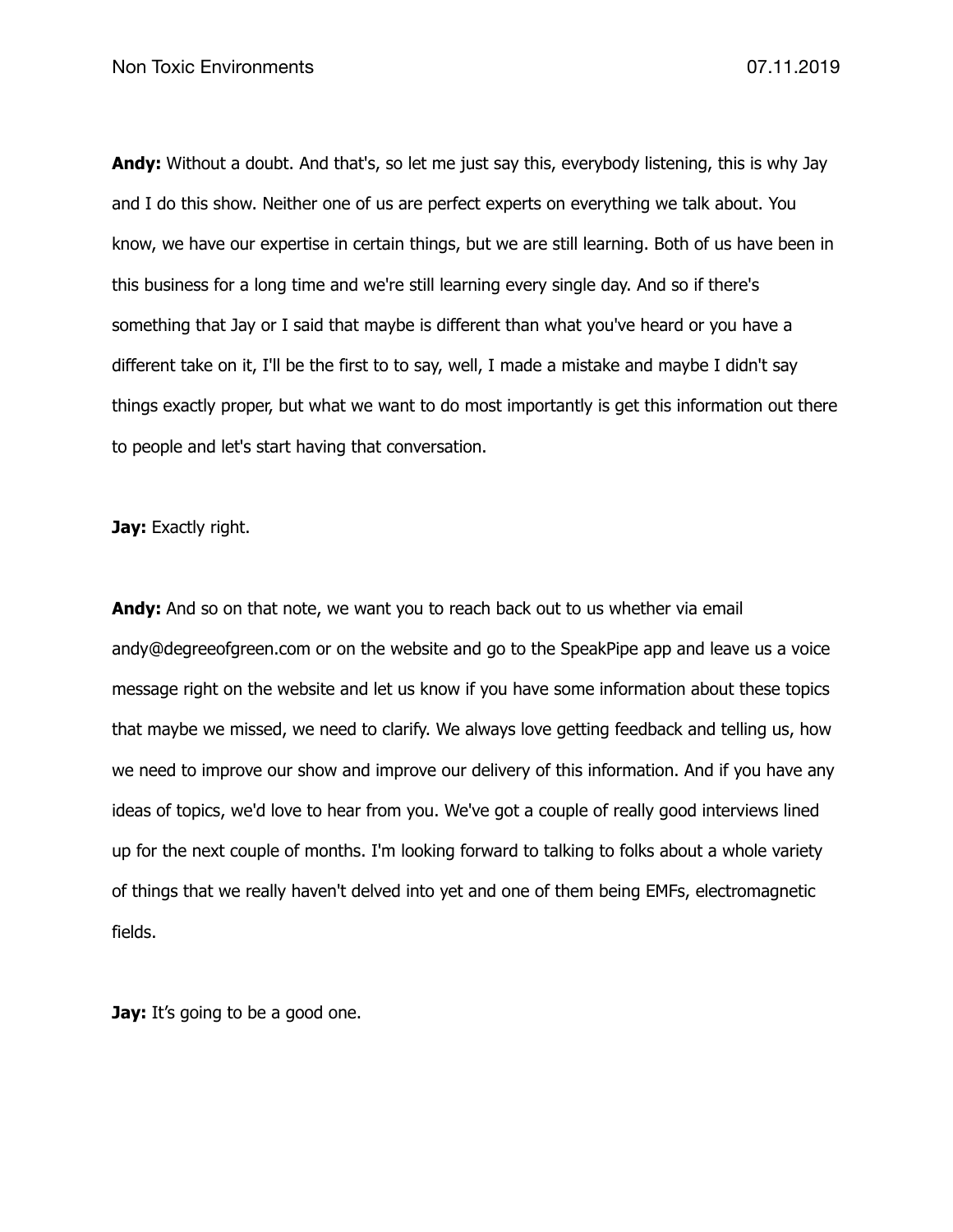**Andy:** Without a doubt. And that's, so let me just say this, everybody listening, this is why Jay and I do this show. Neither one of us are perfect experts on everything we talk about. You know, we have our expertise in certain things, but we are still learning. Both of us have been in this business for a long time and we're still learning every single day. And so if there's something that Jay or I said that maybe is different than what you've heard or you have a different take on it, I'll be the first to to say, well, I made a mistake and maybe I didn't say things exactly proper, but what we want to do most importantly is get this information out there to people and let's start having that conversation.

**Jay:** Exactly right.

**Andy:** And so on that note, we want you to reach back out to us whether via email andy@degreeofgreen.com or on the website and go to the SpeakPipe app and leave us a voice message right on the website and let us know if you have some information about these topics that maybe we missed, we need to clarify. We always love getting feedback and telling us, how we need to improve our show and improve our delivery of this information. And if you have any ideas of topics, we'd love to hear from you. We've got a couple of really good interviews lined up for the next couple of months. I'm looking forward to talking to folks about a whole variety of things that we really haven't delved into yet and one of them being EMFs, electromagnetic fields.

**Jay:** It's going to be a good one.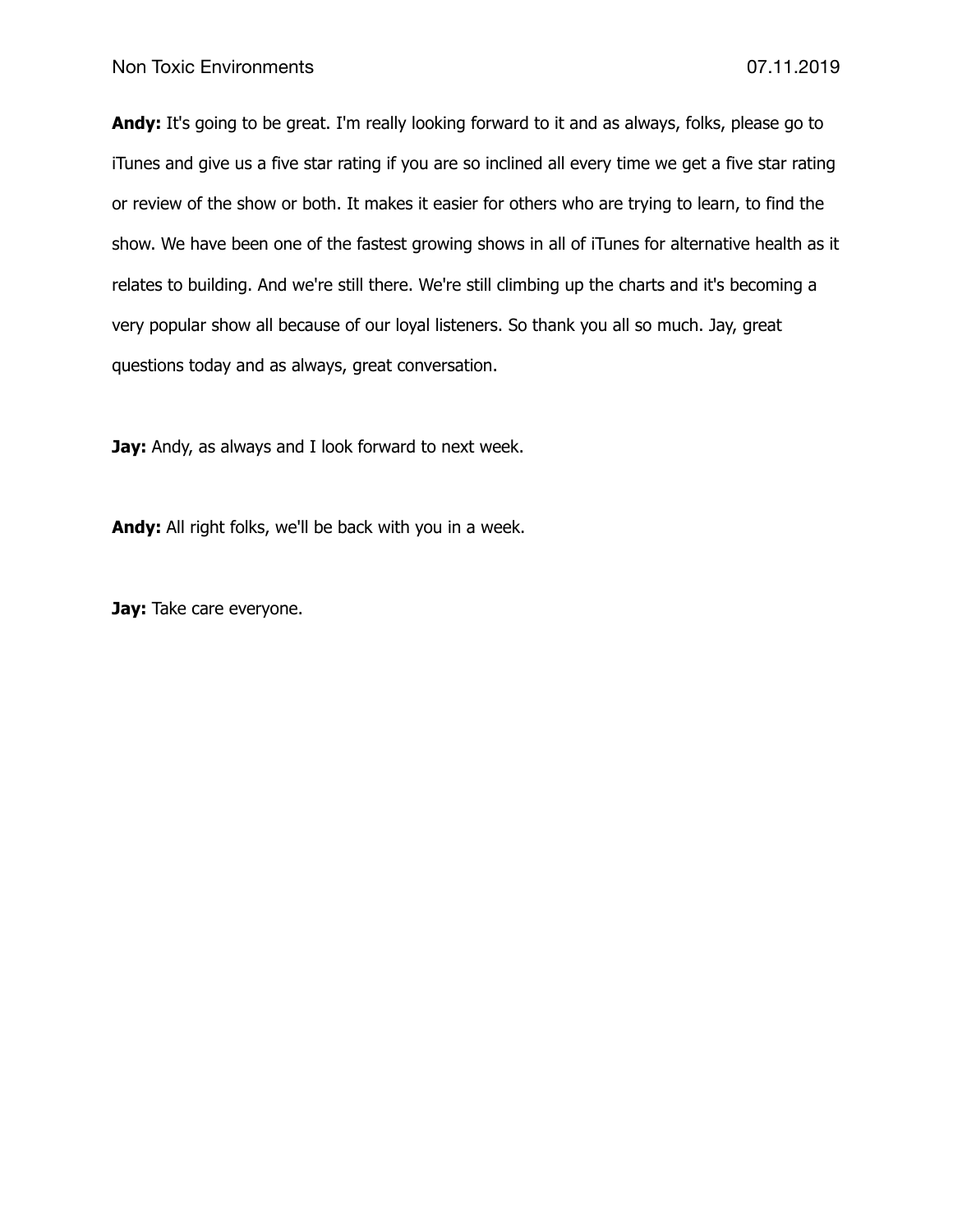**Andy:** It's going to be great. I'm really looking forward to it and as always, folks, please go to iTunes and give us a five star rating if you are so inclined all every time we get a five star rating or review of the show or both. It makes it easier for others who are trying to learn, to find the show. We have been one of the fastest growing shows in all of iTunes for alternative health as it relates to building. And we're still there. We're still climbing up the charts and it's becoming a very popular show all because of our loyal listeners. So thank you all so much. Jay, great questions today and as always, great conversation.

**Jay:** Andy, as always and I look forward to next week.

**Andy:** All right folks, we'll be back with you in a week.

**Jay:** Take care everyone.